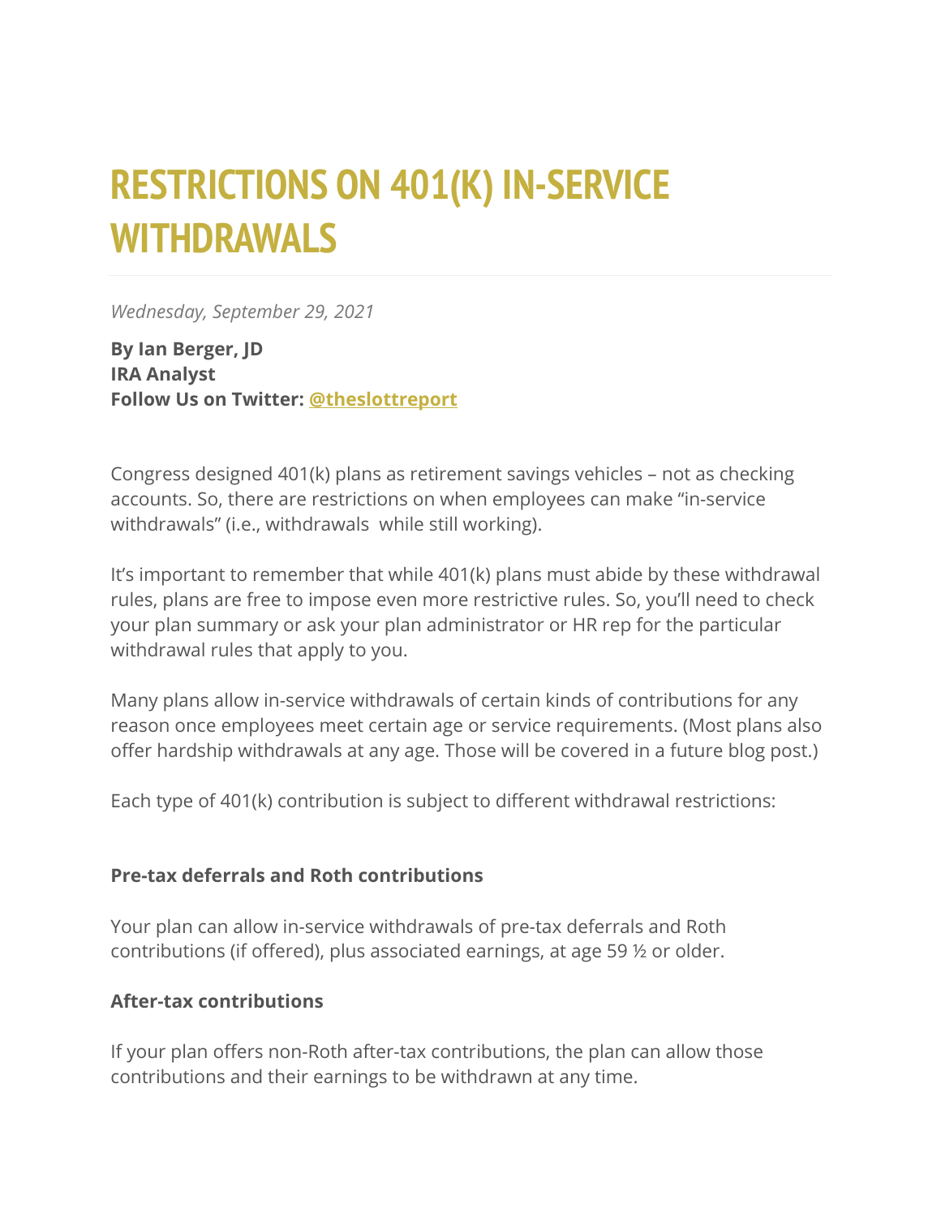# RESTRICTIONS ON 401(K) IN-SERVICE WITHDRAWALS

*Wednesday, September 29, 2021*

**By Ian Berger, JD**
**IRA Analyst**
**Follow Us on Twitter: [@theslottreport](@theslottreport)**

Congress designed 401(k) plans as retirement savings vehicles – not as checking accounts. So, there are restrictions on when employees can make "in-service withdrawals" (i.e., withdrawals while still working).

It's important to remember that while 401(k) plans must abide by these withdrawal rules, plans are free to impose even more restrictive rules. So, you'll need to check your plan summary or ask your plan administrator or HR rep for the particular withdrawal rules that apply to you.

Many plans allow in-service withdrawals of certain kinds of contributions for any reason once employees meet certain age or service requirements. (Most plans also offer hardship withdrawals at any age. Those will be covered in a future blog post.)

Each type of 401(k) contribution is subject to different withdrawal restrictions:

**Pre-tax deferrals and Roth contributions**

Your plan can allow in-service withdrawals of pre-tax deferrals and Roth contributions (if offered), plus associated earnings, at age 59 ½ or older.

**After-tax contributions**

If your plan offers non-Roth after-tax contributions, the plan can allow those contributions and their earnings to be withdrawn at any time.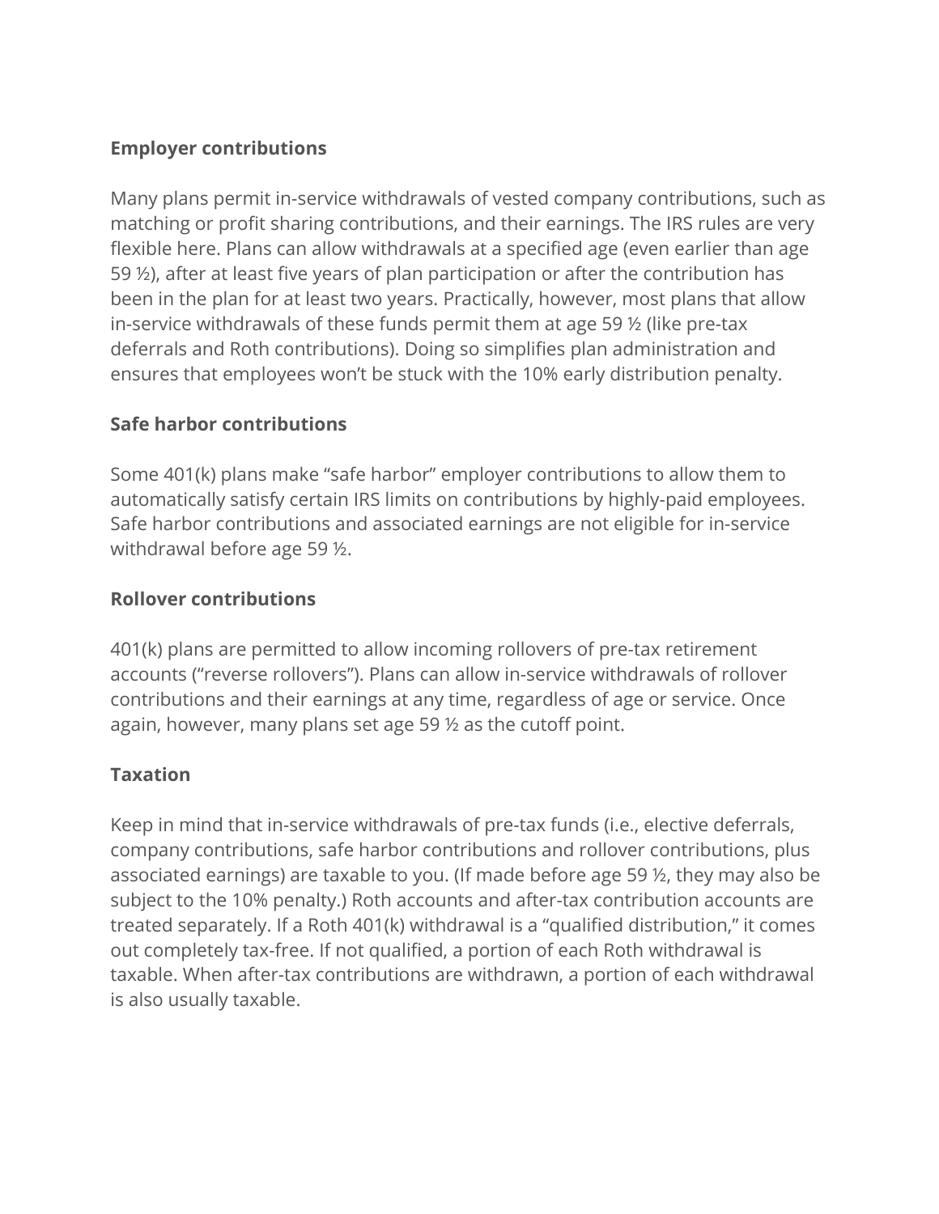**Employer contributions**

Many plans permit in-service withdrawals of vested company contributions, such as matching or profit sharing contributions, and their earnings. The IRS rules are very flexible here. Plans can allow withdrawals at a specified age (even earlier than age 59 ½), after at least five years of plan participation or after the contribution has been in the plan for at least two years. Practically, however, most plans that allow in-service withdrawals of these funds permit them at age 59 ½ (like pre-tax deferrals and Roth contributions). Doing so simplifies plan administration and ensures that employees won't be stuck with the 10% early distribution penalty.

**Safe harbor contributions**

Some 401(k) plans make "safe harbor" employer contributions to allow them to automatically satisfy certain IRS limits on contributions by highly-paid employees. Safe harbor contributions and associated earnings are not eligible for in-service withdrawal before age 59 ½.

**Rollover contributions**

401(k) plans are permitted to allow incoming rollovers of pre-tax retirement accounts ("reverse rollovers"). Plans can allow in-service withdrawals of rollover contributions and their earnings at any time, regardless of age or service. Once again, however, many plans set age 59 ½ as the cutoff point.

**Taxation**

Keep in mind that in-service withdrawals of pre-tax funds (i.e., elective deferrals, company contributions, safe harbor contributions and rollover contributions, plus associated earnings) are taxable to you. (If made before age 59 ½, they may also be subject to the 10% penalty.) Roth accounts and after-tax contribution accounts are treated separately. If a Roth 401(k) withdrawal is a "qualified distribution," it comes out completely tax-free. If not qualified, a portion of each Roth withdrawal is taxable. When after-tax contributions are withdrawn, a portion of each withdrawal is also usually taxable.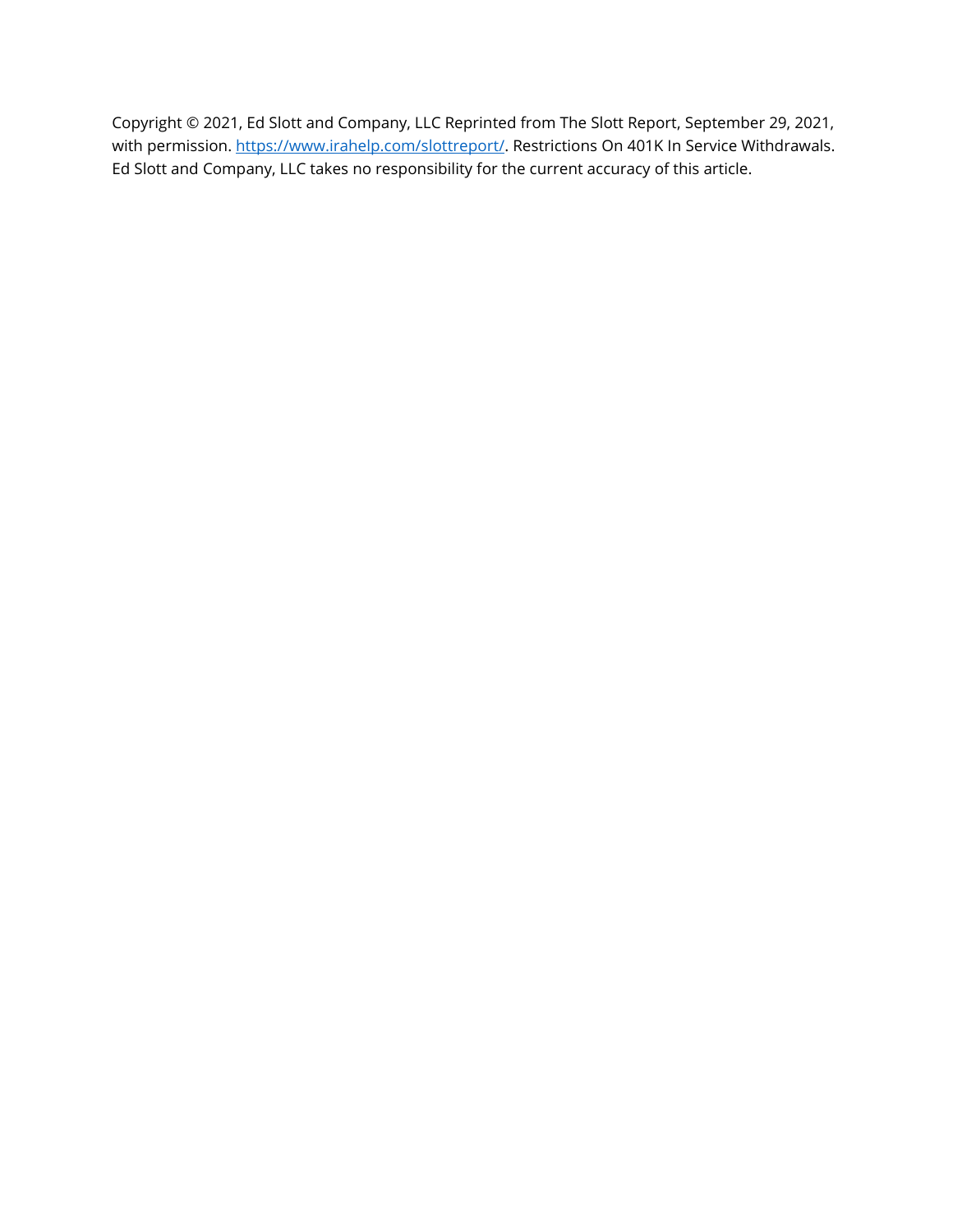Copyright © 2021, Ed Slott and Company, LLC Reprinted from The Slott Report, September 29, 2021, with permission. [https://www.irahelp.com/slottreport/](https://www.irahelp.com/slottreport/). Restrictions On 401K In Service Withdrawals. Ed Slott and Company, LLC takes no responsibility for the current accuracy of this article.